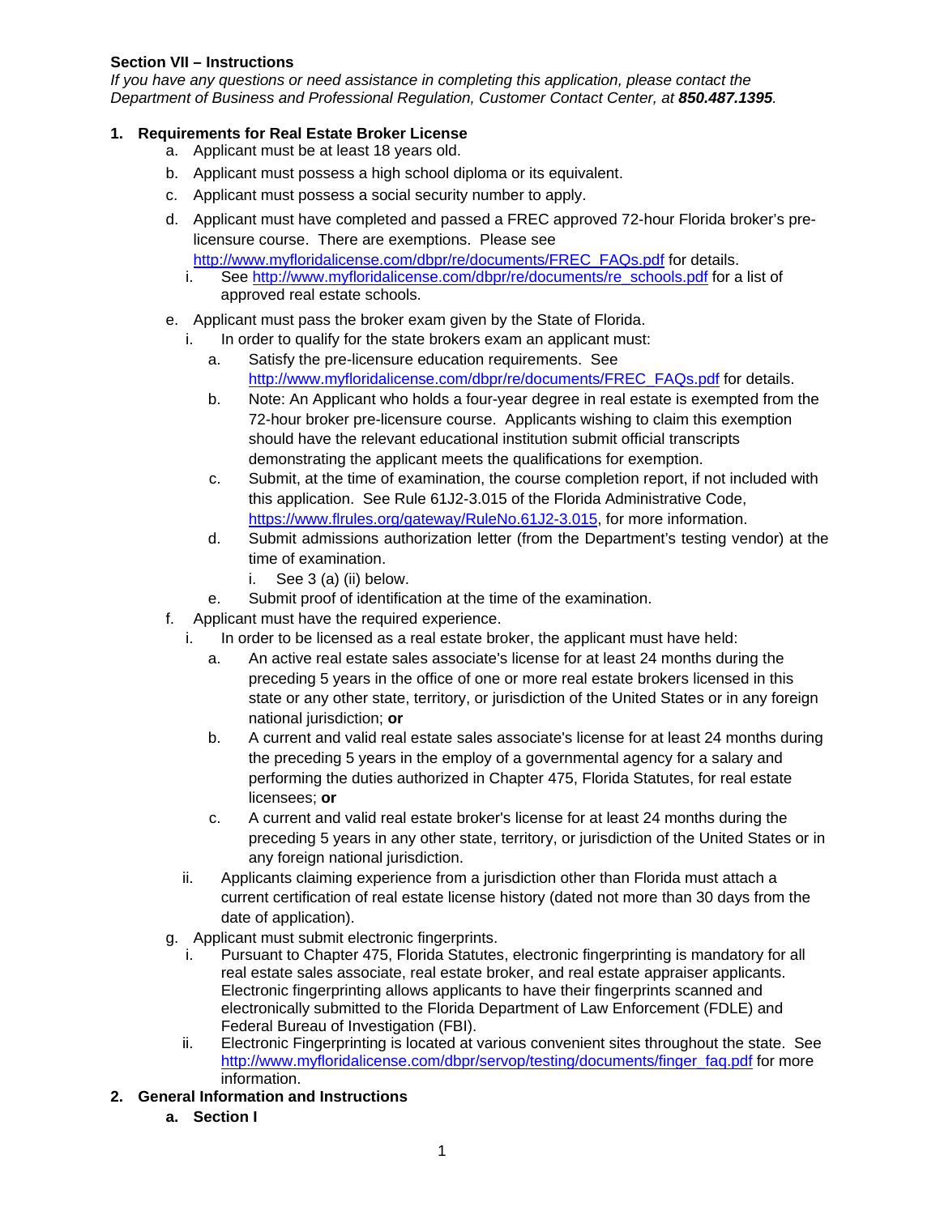**Section VII – Instructions**

*If you have any questions or need assistance in completing this application, please contact the Department of Business and Professional Regulation, Customer Contact Center, at **850.487.1395**.*

1. **Requirements for Real Estate Broker License**
   a. Applicant must be at least 18 years old.
   b. Applicant must possess a high school diploma or its equivalent.
   c. Applicant must possess a social security number to apply.
   d. Applicant must have completed and passed a FREC approved 72-hour Florida broker's pre-licensure course. There are exemptions. Please see http://www.myfloridalicense.com/dbpr/re/documents/FREC_FAQs.pdf for details.
      i. See http://www.myfloridalicense.com/dbpr/re/documents/re_schools.pdf for a list of approved real estate schools.
   e. Applicant must pass the broker exam given by the State of Florida.
      i. In order to qualify for the state brokers exam an applicant must:
         a. Satisfy the pre-licensure education requirements. See http://www.myfloridalicense.com/dbpr/re/documents/FREC_FAQs.pdf for details.
         b. Note: An Applicant who holds a four-year degree in real estate is exempted from the 72-hour broker pre-licensure course. Applicants wishing to claim this exemption should have the relevant educational institution submit official transcripts demonstrating the applicant meets the qualifications for exemption.
         c. Submit, at the time of examination, the course completion report, if not included with this application. See Rule 61J2-3.015 of the Florida Administrative Code, https://www.flrules.org/gateway/RuleNo.61J2-3.015, for more information.
         d. Submit admissions authorization letter (from the Department's testing vendor) at the time of examination.
            i. See 3 (a) (ii) below.
         e. Submit proof of identification at the time of the examination.
   f. Applicant must have the required experience.
      i. In order to be licensed as a real estate broker, the applicant must have held:
         a. An active real estate sales associate's license for at least 24 months during the preceding 5 years in the office of one or more real estate brokers licensed in this state or any other state, territory, or jurisdiction of the United States or in any foreign national jurisdiction; **or**
         b. A current and valid real estate sales associate's license for at least 24 months during the preceding 5 years in the employ of a governmental agency for a salary and performing the duties authorized in Chapter 475, Florida Statutes, for real estate licensees; **or**
         c. A current and valid real estate broker's license for at least 24 months during the preceding 5 years in any other state, territory, or jurisdiction of the United States or in any foreign national jurisdiction.
      ii. Applicants claiming experience from a jurisdiction other than Florida must attach a current certification of real estate license history (dated not more than 30 days from the date of application).
   g. Applicant must submit electronic fingerprints.
      i. Pursuant to Chapter 475, Florida Statutes, electronic fingerprinting is mandatory for all real estate sales associate, real estate broker, and real estate appraiser applicants. Electronic fingerprinting allows applicants to have their fingerprints scanned and electronically submitted to the Florida Department of Law Enforcement (FDLE) and Federal Bureau of Investigation (FBI).
      ii. Electronic Fingerprinting is located at various convenient sites throughout the state. See http://www.myfloridalicense.com/dbpr/servop/testing/documents/finger_faq.pdf for more information.

2. **General Information and Instructions**
   a. **Section I**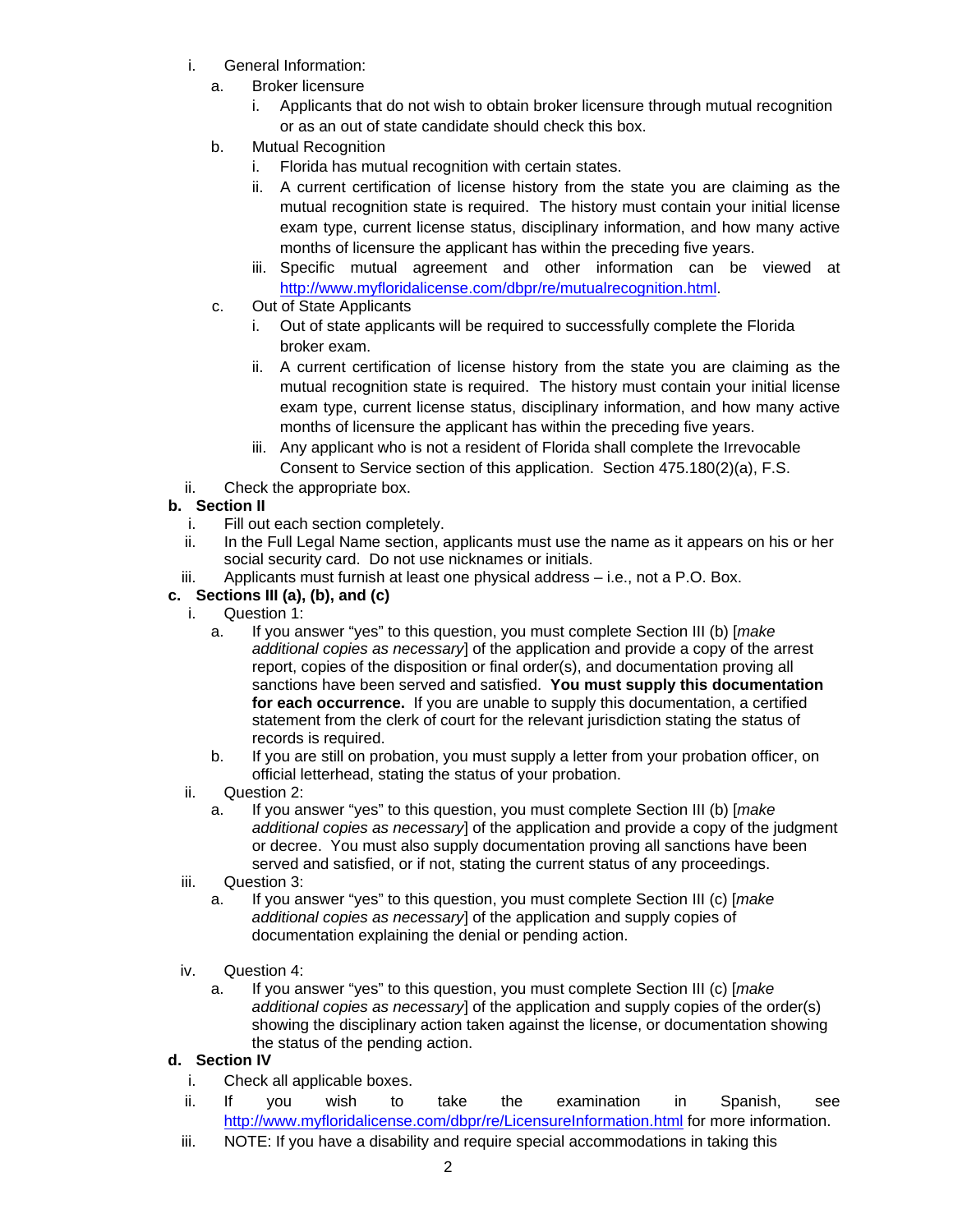i. General Information:

   a. Broker licensure

      i. Applicants that do not wish to obtain broker licensure through mutual recognition or as an out of state candidate should check this box.

   b. Mutual Recognition

      i. Florida has mutual recognition with certain states.

      ii. A current certification of license history from the state you are claiming as the mutual recognition state is required. The history must contain your initial license exam type, current license status, disciplinary information, and how many active months of licensure the applicant has within the preceding five years.

      iii. Specific mutual agreement and other information can be viewed at http://www.myfloridalicense.com/dbpr/re/mutualrecognition.html.

   c. Out of State Applicants

      i. Out of state applicants will be required to successfully complete the Florida broker exam.

      ii. A current certification of license history from the state you are claiming as the mutual recognition state is required. The history must contain your initial license exam type, current license status, disciplinary information, and how many active months of licensure the applicant has within the preceding five years.

      iii. Any applicant who is not a resident of Florida shall complete the Irrevocable Consent to Service section of this application. Section 475.180(2)(a), F.S.

ii. Check the appropriate box.

**b. Section II**

i. Fill out each section completely.

ii. In the Full Legal Name section, applicants must use the name as it appears on his or her social security card. Do not use nicknames or initials.

iii. Applicants must furnish at least one physical address – i.e., not a P.O. Box.

**c. Sections III (a), (b), and (c)**

i. Question 1:

   a. If you answer "yes" to this question, you must complete Section III (b) [*make additional copies as necessary*] of the application and provide a copy of the arrest report, copies of the disposition or final order(s), and documentation proving all sanctions have been served and satisfied. **You must supply this documentation for each occurrence.** If you are unable to supply this documentation, a certified statement from the clerk of court for the relevant jurisdiction stating the status of records is required.

   b. If you are still on probation, you must supply a letter from your probation officer, on official letterhead, stating the status of your probation.

ii. Question 2:

   a. If you answer "yes" to this question, you must complete Section III (b) [*make additional copies as necessary*] of the application and provide a copy of the judgment or decree. You must also supply documentation proving all sanctions have been served and satisfied, or if not, stating the current status of any proceedings.

iii. Question 3:

   a. If you answer "yes" to this question, you must complete Section III (c) [*make additional copies as necessary*] of the application and supply copies of documentation explaining the denial or pending action.

iv. Question 4:

   a. If you answer "yes" to this question, you must complete Section III (c) [*make additional copies as necessary*] of the application and supply copies of the order(s) showing the disciplinary action taken against the license, or documentation showing the status of the pending action.

**d. Section IV**

i. Check all applicable boxes.

ii. If you wish to take the examination in Spanish, see http://www.myfloridalicense.com/dbpr/re/LicensureInformation.html for more information.

iii. NOTE: If you have a disability and require special accommodations in taking this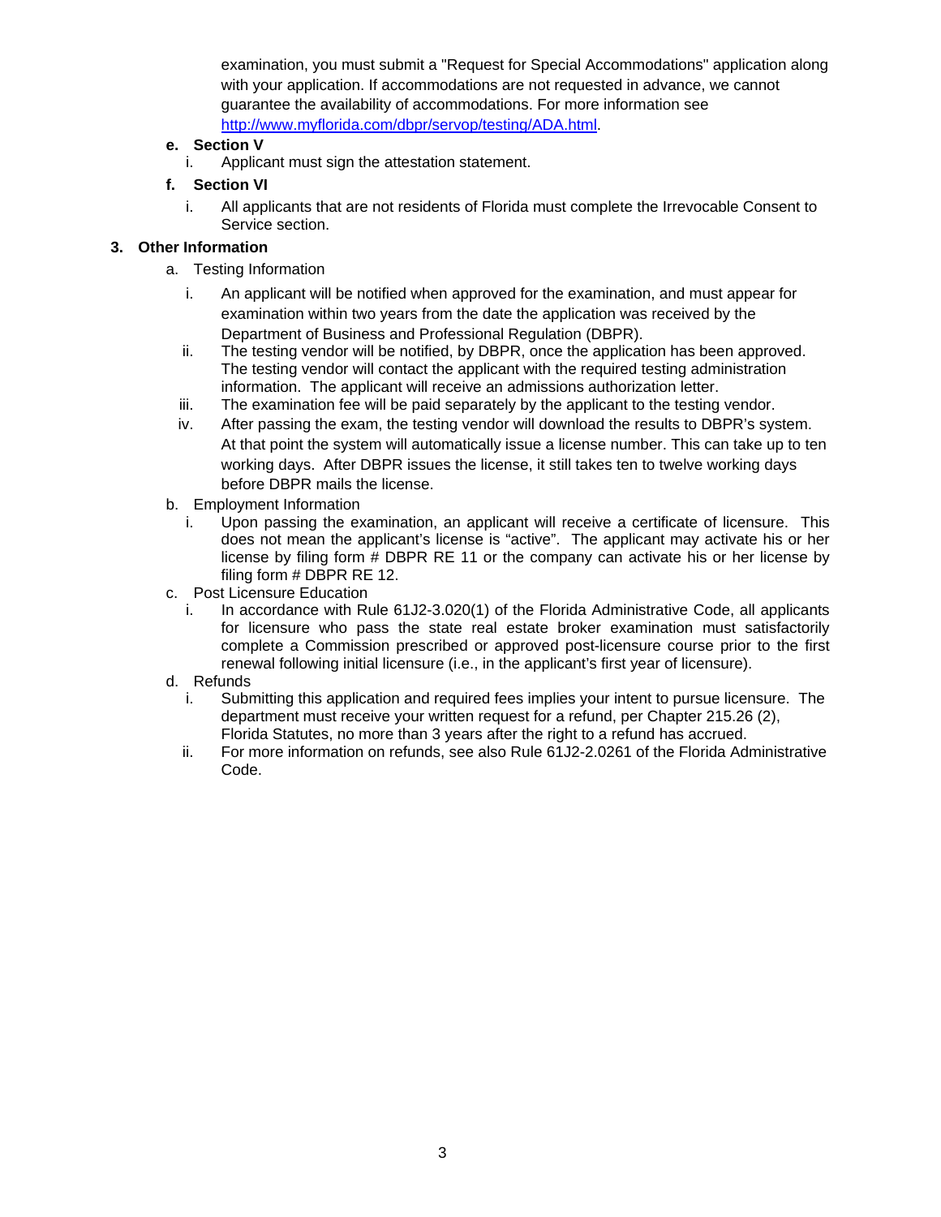examination, you must submit a "Request for Special Accommodations" application along with your application. If accommodations are not requested in advance, we cannot guarantee the availability of accommodations. For more information see http://www.myflorida.com/dbpr/servop/testing/ADA.html.

**e. Section V**

i. Applicant must sign the attestation statement.

**f. Section VI**

i. All applicants that are not residents of Florida must complete the Irrevocable Consent to Service section.

**3. Other Information**

a. Testing Information

i. An applicant will be notified when approved for the examination, and must appear for examination within two years from the date the application was received by the Department of Business and Professional Regulation (DBPR).

ii. The testing vendor will be notified, by DBPR, once the application has been approved. The testing vendor will contact the applicant with the required testing administration information. The applicant will receive an admissions authorization letter.

iii. The examination fee will be paid separately by the applicant to the testing vendor.

iv. After passing the exam, the testing vendor will download the results to DBPR's system. At that point the system will automatically issue a license number. This can take up to ten working days. After DBPR issues the license, it still takes ten to twelve working days before DBPR mails the license.

b. Employment Information

i. Upon passing the examination, an applicant will receive a certificate of licensure. This does not mean the applicant's license is "active". The applicant may activate his or her license by filing form # DBPR RE 11 or the company can activate his or her license by filing form # DBPR RE 12.

c. Post Licensure Education

i. In accordance with Rule 61J2-3.020(1) of the Florida Administrative Code, all applicants for licensure who pass the state real estate broker examination must satisfactorily complete a Commission prescribed or approved post-licensure course prior to the first renewal following initial licensure (i.e., in the applicant's first year of licensure).

d. Refunds

i. Submitting this application and required fees implies your intent to pursue licensure. The department must receive your written request for a refund, per Chapter 215.26 (2), Florida Statutes, no more than 3 years after the right to a refund has accrued.

ii. For more information on refunds, see also Rule 61J2-2.0261 of the Florida Administrative Code.